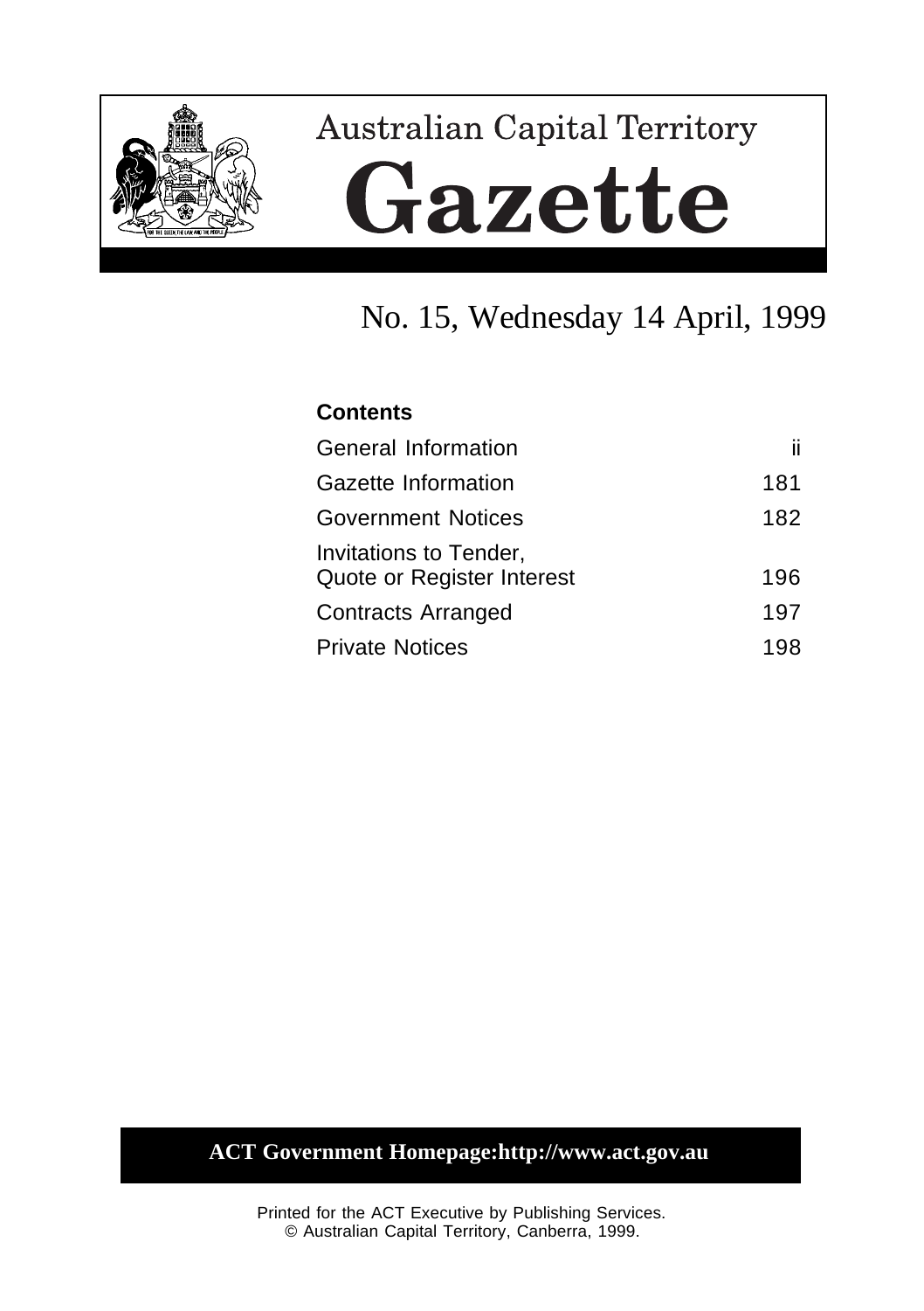# Australian Capital Territory

# Gazette

## No. 15, Wednesday 14 April, 1999

**Contents**

| | |
|---|---|
| General Information | ii |
| Gazette Information | 181 |
| Government Notices | 182 |
| Invitations to Tender, Quote or Register Interest | 196 |
| Contracts Arranged | 197 |
| Private Notices | 198 |

**ACT Government Homepage:http://www.act.gov.au**

Printed for the ACT Executive by Publishing Services.
© Australian Capital Territory, Canberra, 1999.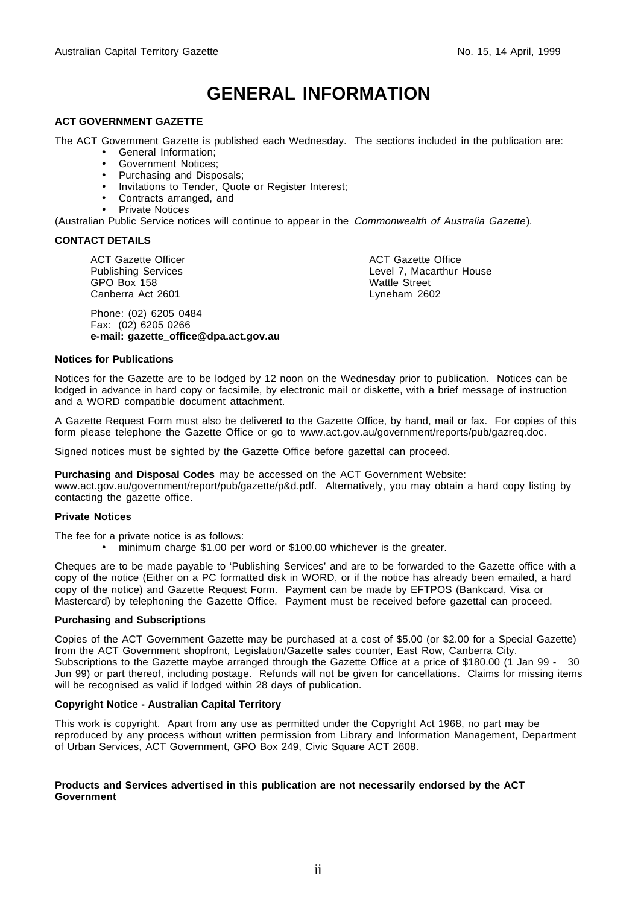# GENERAL INFORMATION

**ACT GOVERNMENT GAZETTE**

The ACT Government Gazette is published each Wednesday. The sections included in the publication are:

- General Information;
- Government Notices;
- Purchasing and Disposals;
- Invitations to Tender, Quote or Register Interest;
- Contracts arranged, and
- Private Notices

(Australian Public Service notices will continue to appear in the *Commonwealth of Australia Gazette*).

**CONTACT DETAILS**

ACT Gazette Officer
Publishing Services
GPO Box 158
Canberra Act 2601

ACT Gazette Office
Level 7, Macarthur House
Wattle Street
Lyneham 2602

Phone: (02) 6205 0484
Fax: (02) 6205 0266
**e-mail: gazette_office@dpa.act.gov.au**

**Notices for Publications**

Notices for the Gazette are to be lodged by 12 noon on the Wednesday prior to publication. Notices can be lodged in advance in hard copy or facsimile, by electronic mail or diskette, with a brief message of instruction and a WORD compatible document attachment.

A Gazette Request Form must also be delivered to the Gazette Office, by hand, mail or fax. For copies of this form please telephone the Gazette Office or go to www.act.gov.au/government/reports/pub/gazreq.doc.

Signed notices must be sighted by the Gazette Office before gazettal can proceed.

**Purchasing and Disposal Codes** may be accessed on the ACT Government Website: www.act.gov.au/government/report/pub/gazette/p&d.pdf. Alternatively, you may obtain a hard copy listing by contacting the gazette office.

**Private Notices**

The fee for a private notice is as follows:

- minimum charge $1.00 per word or $100.00 whichever is the greater.

Cheques are to be made payable to 'Publishing Services' and are to be forwarded to the Gazette office with a copy of the notice (Either on a PC formatted disk in WORD, or if the notice has already been emailed, a hard copy of the notice) and Gazette Request Form. Payment can be made by EFTPOS (Bankcard, Visa or Mastercard) by telephoning the Gazette Office. Payment must be received before gazettal can proceed.

**Purchasing and Subscriptions**

Copies of the ACT Government Gazette may be purchased at a cost of $5.00 (or $2.00 for a Special Gazette) from the ACT Government shopfront, Legislation/Gazette sales counter, East Row, Canberra City. Subscriptions to the Gazette maybe arranged through the Gazette Office at a price of $180.00 (1 Jan 99 - 30 Jun 99) or part thereof, including postage. Refunds will not be given for cancellations. Claims for missing items will be recognised as valid if lodged within 28 days of publication.

**Copyright Notice - Australian Capital Territory**

This work is copyright. Apart from any use as permitted under the Copyright Act 1968, no part may be reproduced by any process without written permission from Library and Information Management, Department of Urban Services, ACT Government, GPO Box 249, Civic Square ACT 2608.

**Products and Services advertised in this publication are not necessarily endorsed by the ACT Government**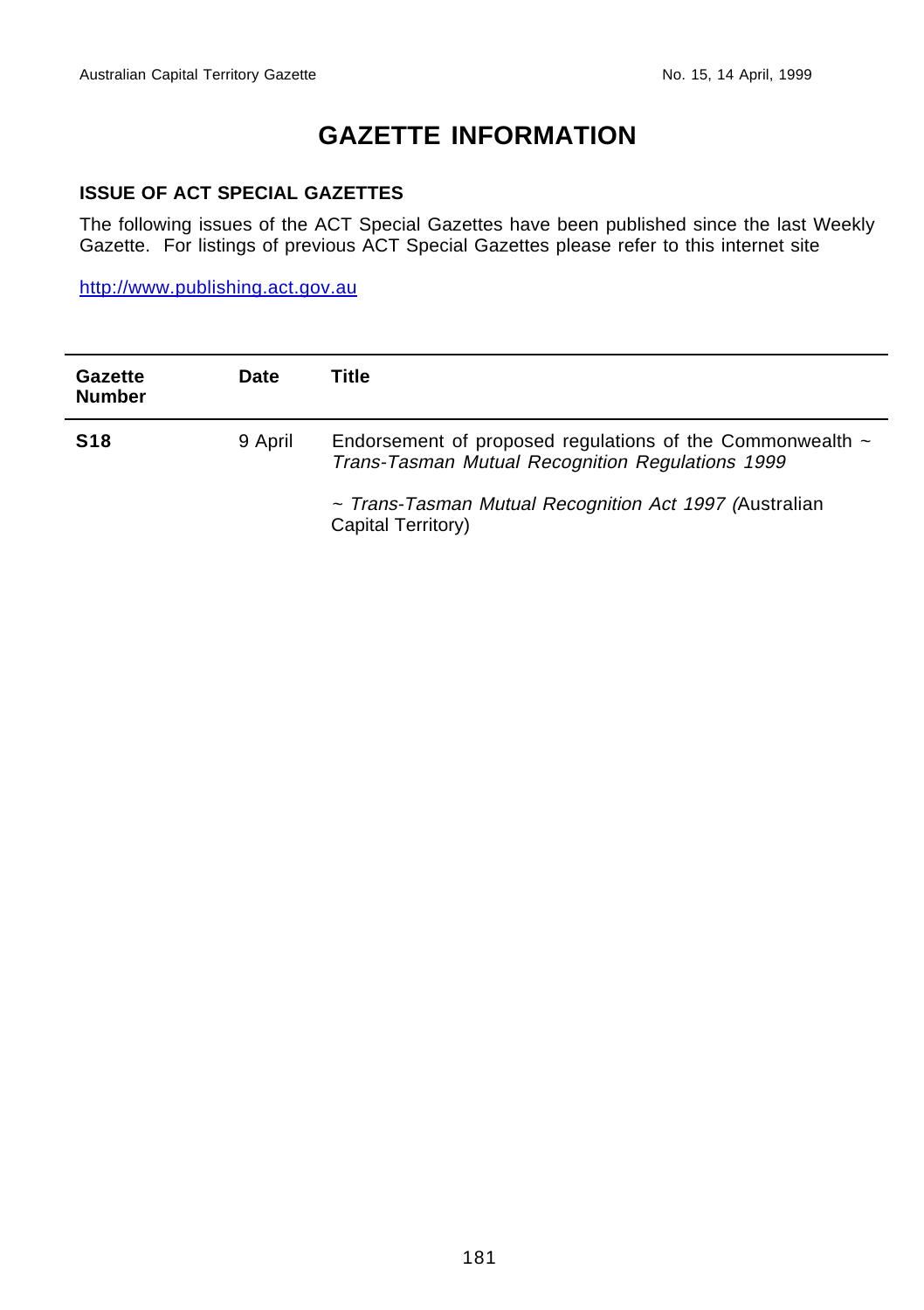# GAZETTE INFORMATION

### ISSUE OF ACT SPECIAL GAZETTES

The following issues of the ACT Special Gazettes have been published since the last Weekly Gazette. For listings of previous ACT Special Gazettes please refer to this internet site

http://www.publishing.act.gov.au

| Gazette Number | Date | Title |
|---|---|---|
| **S18** | 9 April | Endorsement of proposed regulations of the Commonwealth ~ *Trans-Tasman Mutual Recognition Regulations 1999*<br><br>~ *Trans-Tasman Mutual Recognition Act 1997 (*Australian Capital Territory) |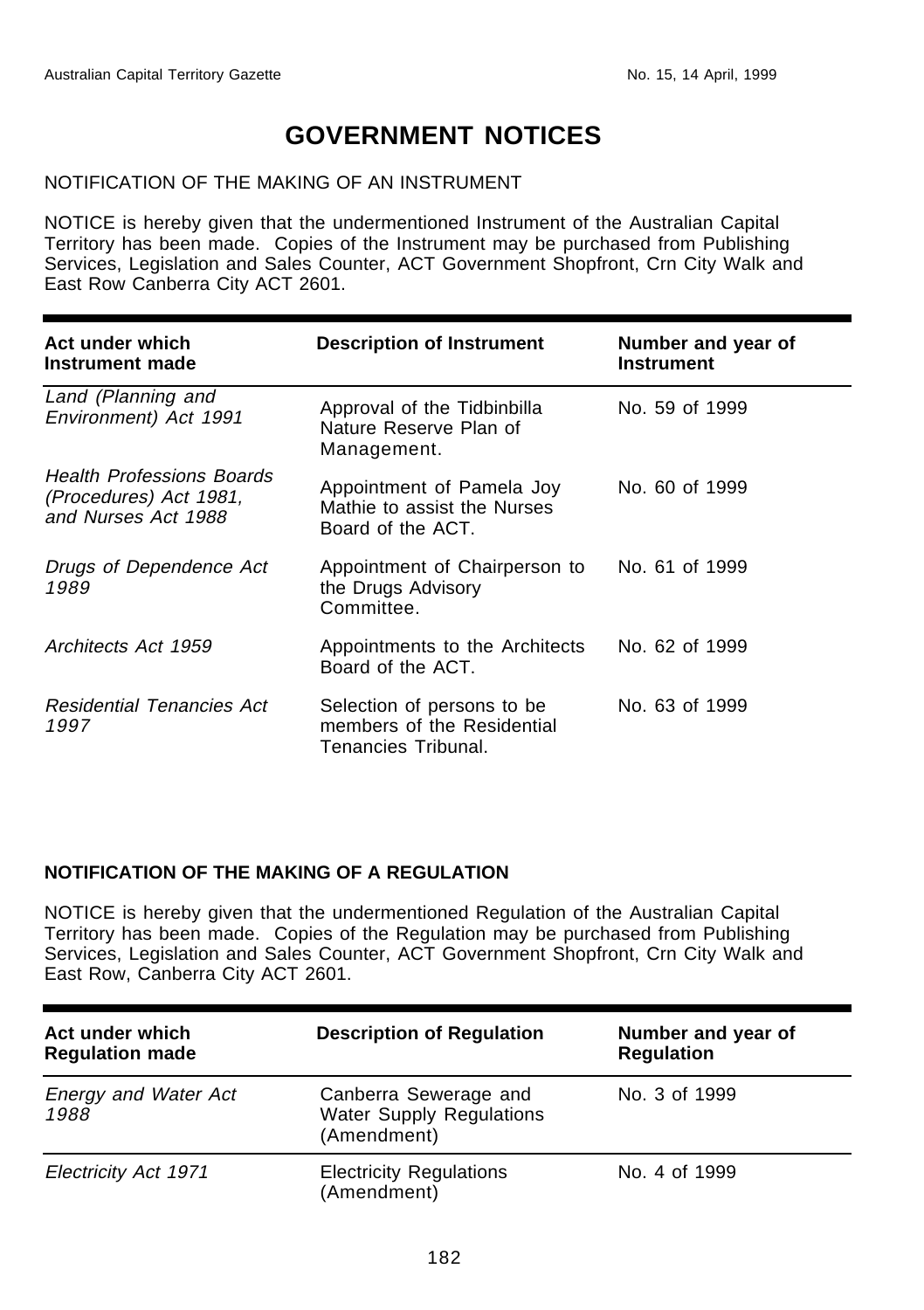# GOVERNMENT NOTICES

NOTIFICATION OF THE MAKING OF AN INSTRUMENT

NOTICE is hereby given that the undermentioned Instrument of the Australian Capital Territory has been made. Copies of the Instrument may be purchased from Publishing Services, Legislation and Sales Counter, ACT Government Shopfront, Crn City Walk and East Row Canberra City ACT 2601.

| Act under which Instrument made | Description of Instrument | Number and year of Instrument |
|---|---|---|
| *Land (Planning and Environment) Act 1991* | Approval of the Tidbinbilla Nature Reserve Plan of Management. | No. 59 of 1999 |
| *Health Professions Boards (Procedures) Act 1981, and Nurses Act 1988* | Appointment of Pamela Joy Mathie to assist the Nurses Board of the ACT. | No. 60 of 1999 |
| *Drugs of Dependence Act 1989* | Appointment of Chairperson to the Drugs Advisory Committee. | No. 61 of 1999 |
| *Architects Act 1959* | Appointments to the Architects Board of the ACT. | No. 62 of 1999 |
| *Residential Tenancies Act 1997* | Selection of persons to be members of the Residential Tenancies Tribunal. | No. 63 of 1999 |

**NOTIFICATION OF THE MAKING OF A REGULATION**

NOTICE is hereby given that the undermentioned Regulation of the Australian Capital Territory has been made. Copies of the Regulation may be purchased from Publishing Services, Legislation and Sales Counter, ACT Government Shopfront, Crn City Walk and East Row, Canberra City ACT 2601.

| Act under which Regulation made | Description of Regulation | Number and year of Regulation |
|---|---|---|
| *Energy and Water Act 1988* | Canberra Sewerage and Water Supply Regulations (Amendment) | No. 3 of 1999 |
| *Electricity Act 1971* | Electricity Regulations (Amendment) | No. 4 of 1999 |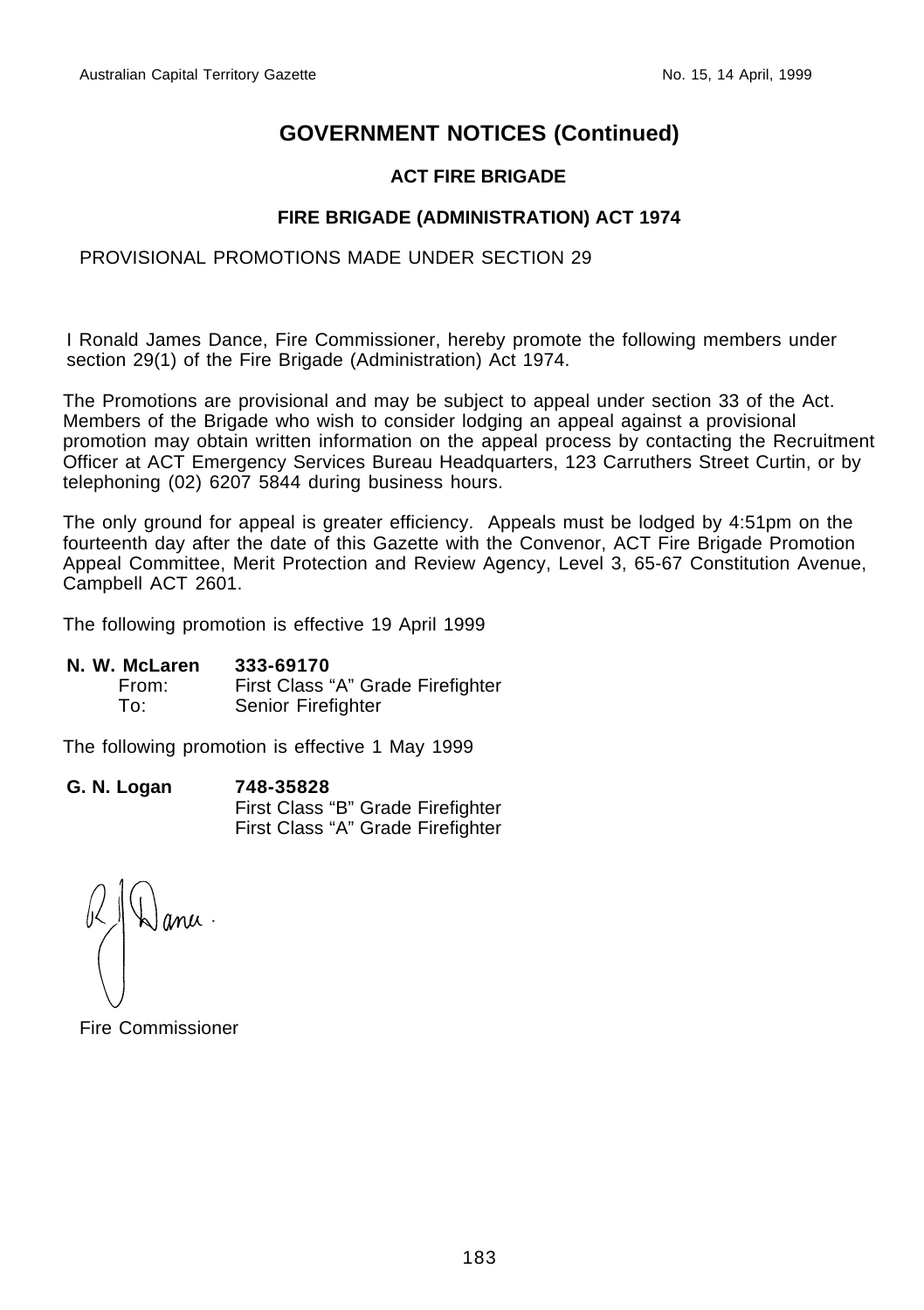# GOVERNMENT NOTICES (Continued)

## ACT FIRE BRIGADE

### FIRE BRIGADE (ADMINISTRATION) ACT 1974

PROVISIONAL PROMOTIONS MADE UNDER SECTION 29

I Ronald James Dance, Fire Commissioner, hereby promote the following members under section 29(1) of the Fire Brigade (Administration) Act 1974.

The Promotions are provisional and may be subject to appeal under section 33 of the Act. Members of the Brigade who wish to consider lodging an appeal against a provisional promotion may obtain written information on the appeal process by contacting the Recruitment Officer at ACT Emergency Services Bureau Headquarters, 123 Carruthers Street Curtin, or by telephoning (02) 6207 5844 during business hours.

The only ground for appeal is greater efficiency. Appeals must be lodged by 4:51pm on the fourteenth day after the date of this Gazette with the Convenor, ACT Fire Brigade Promotion Appeal Committee, Merit Protection and Review Agency, Level 3, 65-67 Constitution Avenue, Campbell ACT 2601.

The following promotion is effective 19 April 1999

**N. W. McLaren** **333-69170**
From: First Class "A" Grade Firefighter
To: Senior Firefighter

The following promotion is effective 1 May 1999

**G. N. Logan** **748-35828**
First Class "B" Grade Firefighter
First Class "A" Grade Firefighter

Fire Commissioner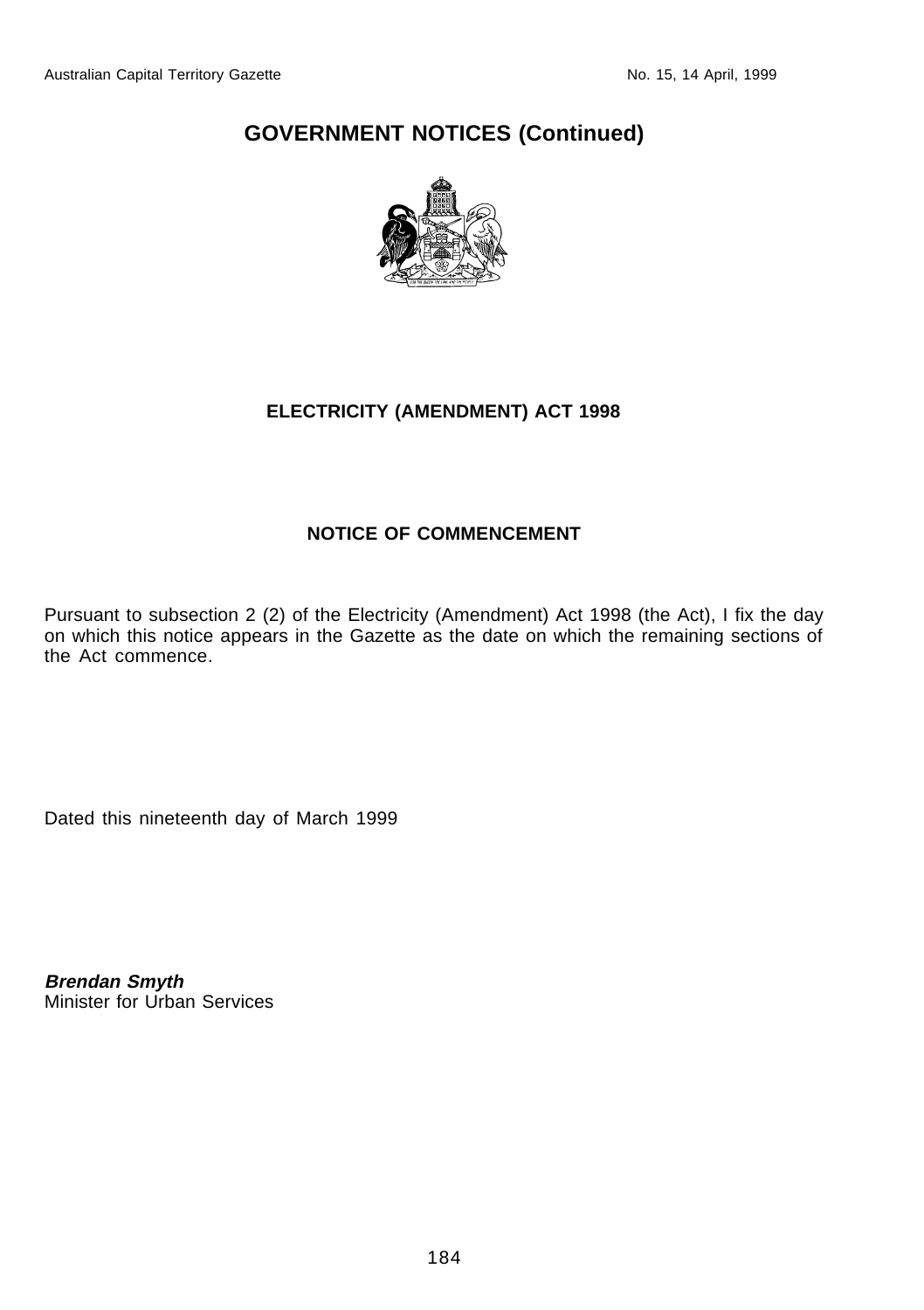# GOVERNMENT NOTICES (Continued)

## ELECTRICITY (AMENDMENT) ACT 1998

### NOTICE OF COMMENCEMENT

Pursuant to subsection 2 (2) of the Electricity (Amendment) Act 1998 (the Act), I fix the day on which this notice appears in the Gazette as the date on which the remaining sections of the Act commence.

Dated this nineteenth day of March 1999

***Brendan Smyth***
Minister for Urban Services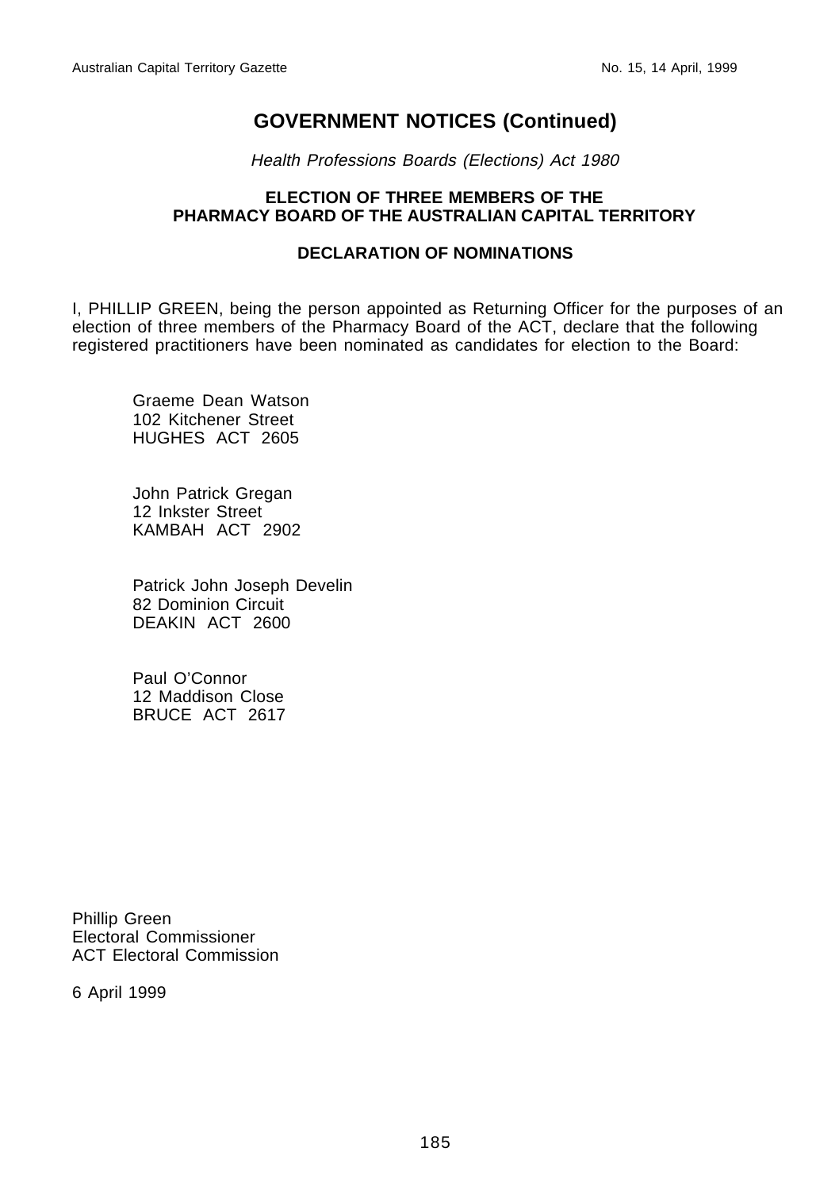# GOVERNMENT NOTICES (Continued)

*Health Professions Boards (Elections) Act 1980*

### ELECTION OF THREE MEMBERS OF THE PHARMACY BOARD OF THE AUSTRALIAN CAPITAL TERRITORY

### DECLARATION OF NOMINATIONS

I, PHILLIP GREEN, being the person appointed as Returning Officer for the purposes of an election of three members of the Pharmacy Board of the ACT, declare that the following registered practitioners have been nominated as candidates for election to the Board:

Graeme Dean Watson
102 Kitchener Street
HUGHES ACT 2605

John Patrick Gregan
12 Inkster Street
KAMBAH ACT 2902

Patrick John Joseph Develin
82 Dominion Circuit
DEAKIN ACT 2600

Paul O'Connor
12 Maddison Close
BRUCE ACT 2617

Phillip Green
Electoral Commissioner
ACT Electoral Commission

6 April 1999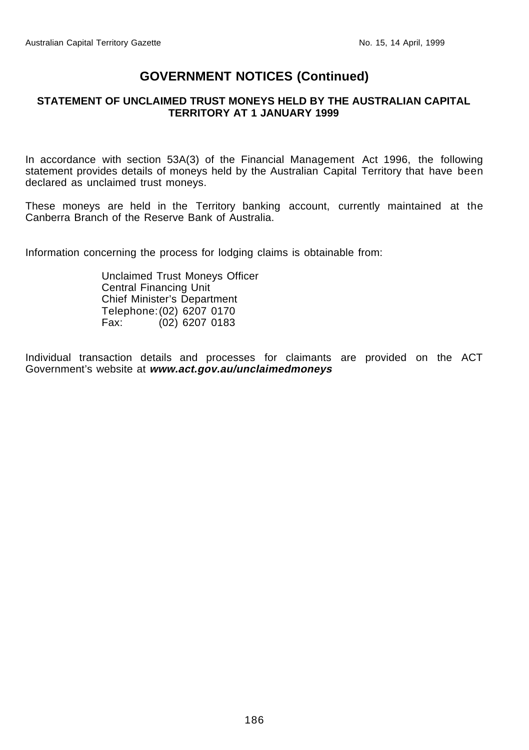# GOVERNMENT NOTICES (Continued)

## STATEMENT OF UNCLAIMED TRUST MONEYS HELD BY THE AUSTRALIAN CAPITAL TERRITORY AT 1 JANUARY 1999

In accordance with section 53A(3) of the Financial Management Act 1996, the following statement provides details of moneys held by the Australian Capital Territory that have been declared as unclaimed trust moneys.

These moneys are held in the Territory banking account, currently maintained at the Canberra Branch of the Reserve Bank of Australia.

Information concerning the process for lodging claims is obtainable from:

Unclaimed Trust Moneys Officer
Central Financing Unit
Chief Minister's Department
Telephone: (02) 6207 0170
Fax: (02) 6207 0183

Individual transaction details and processes for claimants are provided on the ACT Government's website at ***www.act.gov.au/unclaimedmoneys***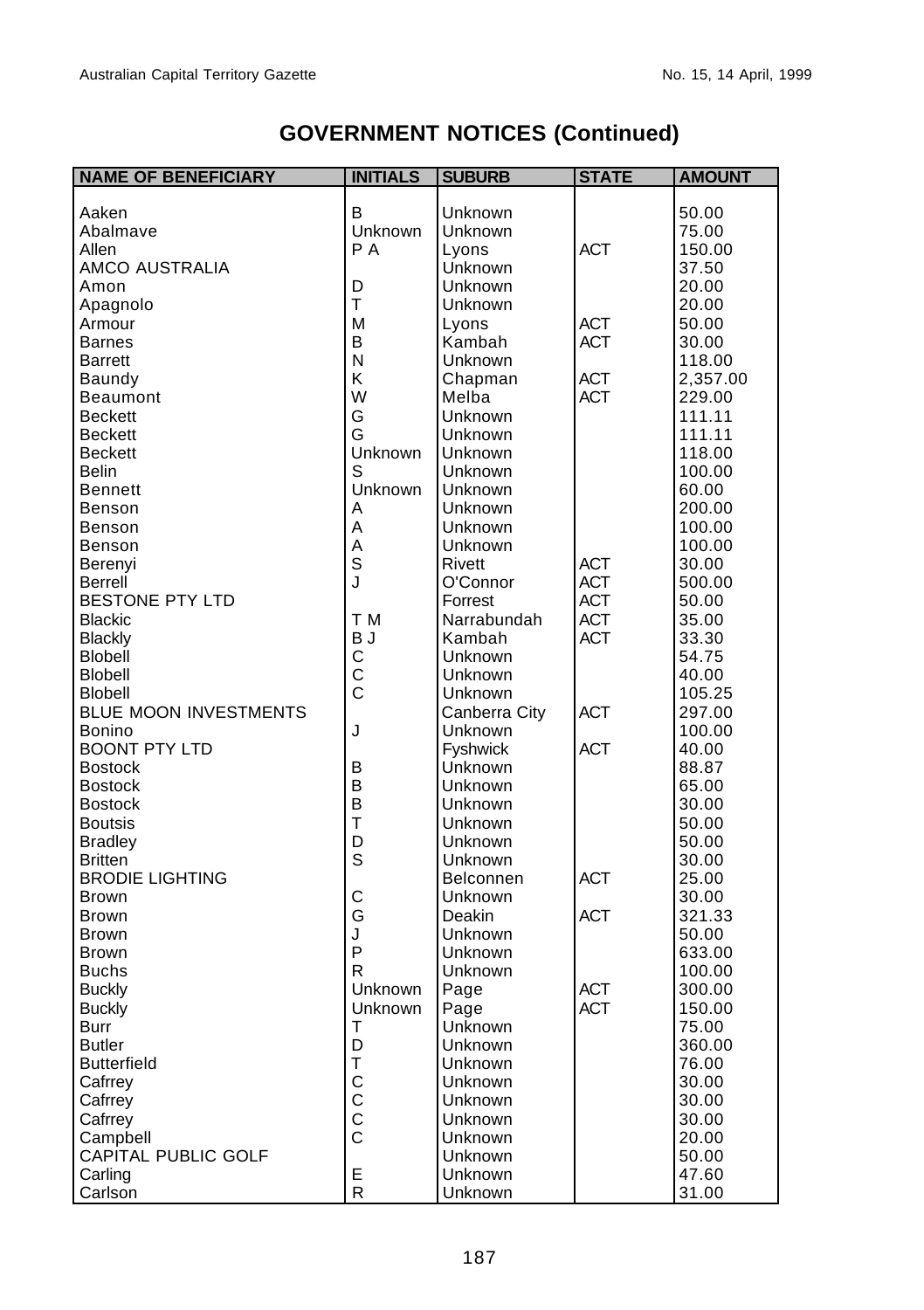## GOVERNMENT NOTICES (Continued)

| NAME OF BENEFICIARY | INITIALS | SUBURB | STATE | AMOUNT |
|---|---|---|---|---|
| Aaken | B | Unknown | | 50.00 |
| Abalmave | Unknown | Unknown | | 75.00 |
| Allen | P A | Lyons | ACT | 150.00 |
| AMCO AUSTRALIA | | Unknown | | 37.50 |
| Amon | D | Unknown | | 20.00 |
| Apagnolo | T | Unknown | | 20.00 |
| Armour | M | Lyons | ACT | 50.00 |
| Barnes | B | Kambah | ACT | 30.00 |
| Barrett | N | Unknown | | 118.00 |
| Baundy | K | Chapman | ACT | 2,357.00 |
| Beaumont | W | Melba | ACT | 229.00 |
| Beckett | G | Unknown | | 111.11 |
| Beckett | G | Unknown | | 111.11 |
| Beckett | Unknown | Unknown | | 118.00 |
| Belin | S | Unknown | | 100.00 |
| Bennett | Unknown | Unknown | | 60.00 |
| Benson | A | Unknown | | 200.00 |
| Benson | A | Unknown | | 100.00 |
| Benson | A | Unknown | | 100.00 |
| Berenyi | S | Rivett | ACT | 30.00 |
| Berrell | J | O'Connor | ACT | 500.00 |
| BESTONE PTY LTD | | Forrest | ACT | 50.00 |
| Blackic | T M | Narrabundah | ACT | 35.00 |
| Blackly | B J | Kambah | ACT | 33.30 |
| Blobell | C | Unknown | | 54.75 |
| Blobell | C | Unknown | | 40.00 |
| Blobell | C | Unknown | | 105.25 |
| BLUE MOON INVESTMENTS | | Canberra City | ACT | 297.00 |
| Bonino | J | Unknown | | 100.00 |
| BOONT PTY LTD | | Fyshwick | ACT | 40.00 |
| Bostock | B | Unknown | | 88.87 |
| Bostock | B | Unknown | | 65.00 |
| Bostock | B | Unknown | | 30.00 |
| Boutsis | T | Unknown | | 50.00 |
| Bradley | D | Unknown | | 50.00 |
| Britten | S | Unknown | | 30.00 |
| BRODIE LIGHTING | | Belconnen | ACT | 25.00 |
| Brown | C | Unknown | | 30.00 |
| Brown | G | Deakin | ACT | 321.33 |
| Brown | J | Unknown | | 50.00 |
| Brown | P | Unknown | | 633.00 |
| Buchs | R | Unknown | | 100.00 |
| Buckly | Unknown | Page | ACT | 300.00 |
| Buckly | Unknown | Page | ACT | 150.00 |
| Burr | T | Unknown | | 75.00 |
| Butler | D | Unknown | | 360.00 |
| Butterfield | T | Unknown | | 76.00 |
| Cafrrey | C | Unknown | | 30.00 |
| Cafrrey | C | Unknown | | 30.00 |
| Cafrrey | C | Unknown | | 30.00 |
| Campbell | C | Unknown | | 20.00 |
| CAPITAL PUBLIC GOLF | | Unknown | | 50.00 |
| Carling | E | Unknown | | 47.60 |
| Carlson | R | Unknown | | 31.00 |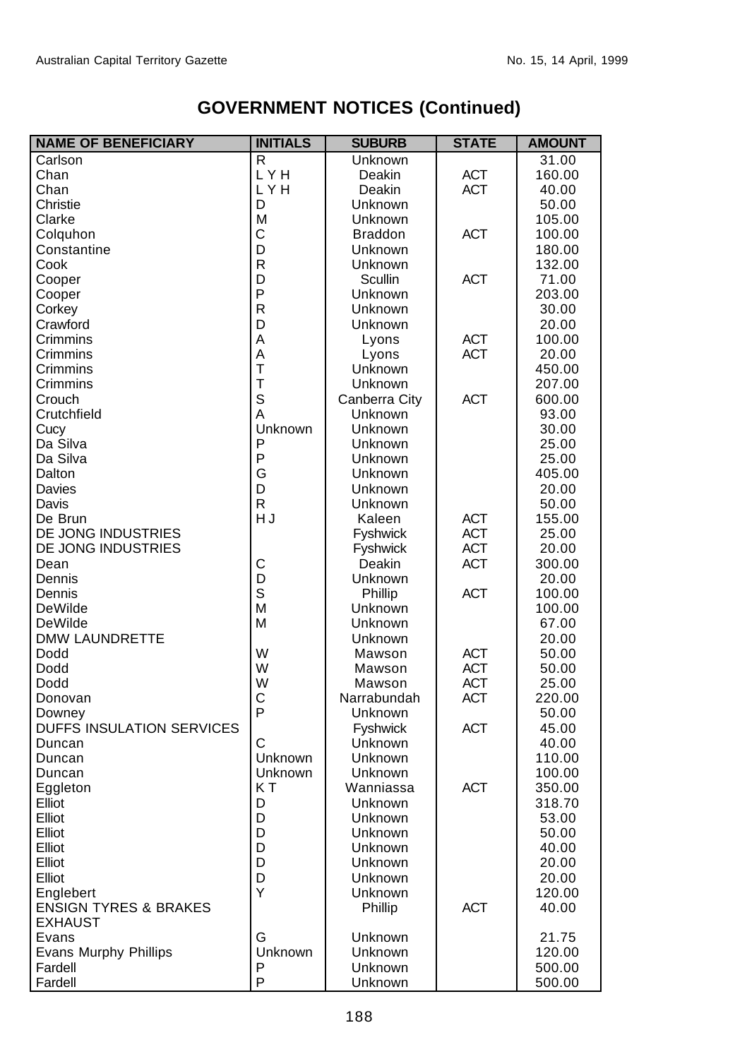## GOVERNMENT NOTICES (Continued)

| NAME OF BENEFICIARY | INITIALS | SUBURB | STATE | AMOUNT |
|---|---|---|---|---|
| Carlson | R | Unknown | | 31.00 |
| Chan | L Y H | Deakin | ACT | 160.00 |
| Chan | L Y H | Deakin | ACT | 40.00 |
| Christie | D | Unknown | | 50.00 |
| Clarke | M | Unknown | | 105.00 |
| Colquhon | C | Braddon | ACT | 100.00 |
| Constantine | D | Unknown | | 180.00 |
| Cook | R | Unknown | | 132.00 |
| Cooper | D | Scullin | ACT | 71.00 |
| Cooper | P | Unknown | | 203.00 |
| Corkey | R | Unknown | | 30.00 |
| Crawford | D | Unknown | | 20.00 |
| Crimmins | A | Lyons | ACT | 100.00 |
| Crimmins | A | Lyons | ACT | 20.00 |
| Crimmins | T | Unknown | | 450.00 |
| Crimmins | T | Unknown | | 207.00 |
| Crouch | S | Canberra City | ACT | 600.00 |
| Crutchfield | A | Unknown | | 93.00 |
| Cucy | Unknown | Unknown | | 30.00 |
| Da Silva | P | Unknown | | 25.00 |
| Da Silva | P | Unknown | | 25.00 |
| Dalton | G | Unknown | | 405.00 |
| Davies | D | Unknown | | 20.00 |
| Davis | R | Unknown | | 50.00 |
| De Brun | H J | Kaleen | ACT | 155.00 |
| DE JONG INDUSTRIES | | Fyshwick | ACT | 25.00 |
| DE JONG INDUSTRIES | | Fyshwick | ACT | 20.00 |
| Dean | C | Deakin | ACT | 300.00 |
| Dennis | D | Unknown | | 20.00 |
| Dennis | S | Phillip | ACT | 100.00 |
| DeWilde | M | Unknown | | 100.00 |
| DeWilde | M | Unknown | | 67.00 |
| DMW LAUNDRETTE | | Unknown | | 20.00 |
| Dodd | W | Mawson | ACT | 50.00 |
| Dodd | W | Mawson | ACT | 50.00 |
| Dodd | W | Mawson | ACT | 25.00 |
| Donovan | C | Narrabundah | ACT | 220.00 |
| Downey | P | Unknown | | 50.00 |
| DUFFS INSULATION SERVICES | | Fyshwick | ACT | 45.00 |
| Duncan | C | Unknown | | 40.00 |
| Duncan | Unknown | Unknown | | 110.00 |
| Duncan | Unknown | Unknown | | 100.00 |
| Eggleton | K T | Wanniassa | ACT | 350.00 |
| Elliot | D | Unknown | | 318.70 |
| Elliot | D | Unknown | | 53.00 |
| Elliot | D | Unknown | | 50.00 |
| Elliot | D | Unknown | | 40.00 |
| Elliot | D | Unknown | | 20.00 |
| Elliot | D | Unknown | | 20.00 |
| Englebert | Y | Unknown | | 120.00 |
| ENSIGN TYRES & BRAKES EXHAUST | | Phillip | ACT | 40.00 |
| Evans | G | Unknown | | 21.75 |
| Evans Murphy Phillips | Unknown | Unknown | | 120.00 |
| Fardell | P | Unknown | | 500.00 |
| Fardell | P | Unknown | | 500.00 |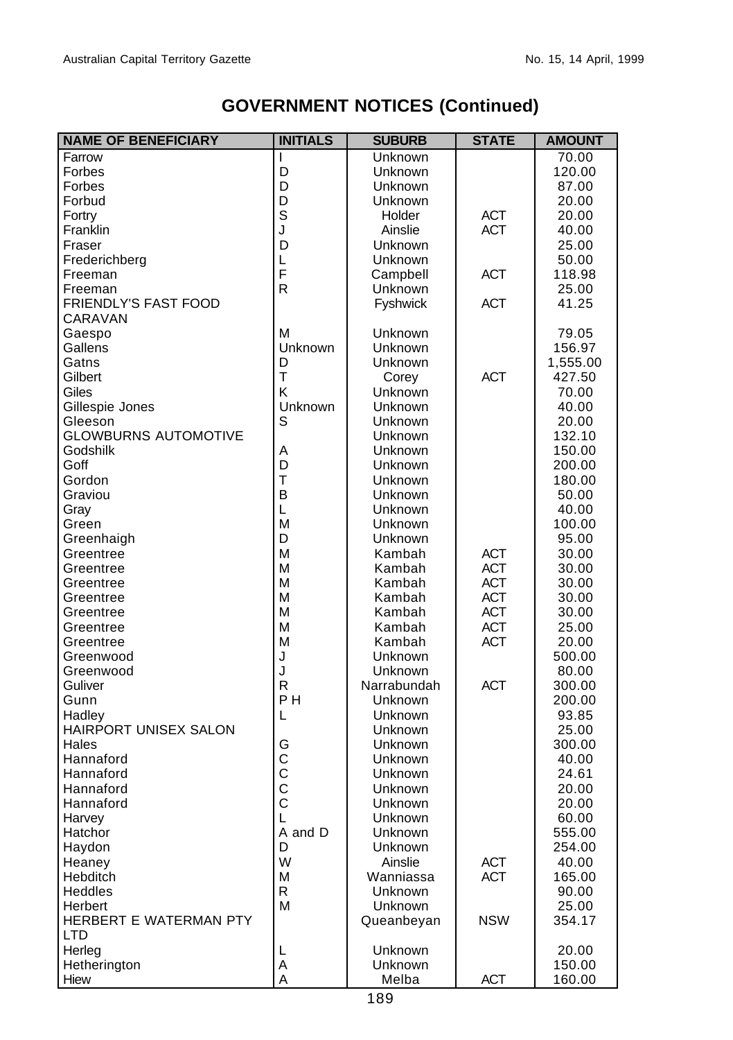## GOVERNMENT NOTICES (Continued)

| NAME OF BENEFICIARY | INITIALS | SUBURB | STATE | AMOUNT |
|---|---|---|---|---|
| Farrow | I | Unknown | | 70.00 |
| Forbes | D | Unknown | | 120.00 |
| Forbes | D | Unknown | | 87.00 |
| Forbud | D | Unknown | | 20.00 |
| Fortry | S | Holder | ACT | 20.00 |
| Franklin | J | Ainslie | ACT | 40.00 |
| Fraser | D | Unknown | | 25.00 |
| Frederichberg | L | Unknown | | 50.00 |
| Freeman | F | Campbell | ACT | 118.98 |
| Freeman | R | Unknown | | 25.00 |
| FRIENDLY'S FAST FOOD CARAVAN | | Fyshwick | ACT | 41.25 |
| Gaespo | M | Unknown | | 79.05 |
| Gallens | Unknown | Unknown | | 156.97 |
| Gatns | D | Unknown | | 1,555.00 |
| Gilbert | T | Corey | ACT | 427.50 |
| Giles | K | Unknown | | 70.00 |
| Gillespie Jones | Unknown | Unknown | | 40.00 |
| Gleeson | S | Unknown | | 20.00 |
| GLOWBURNS AUTOMOTIVE | | Unknown | | 132.10 |
| Godshilk | A | Unknown | | 150.00 |
| Goff | D | Unknown | | 200.00 |
| Gordon | T | Unknown | | 180.00 |
| Graviou | B | Unknown | | 50.00 |
| Gray | L | Unknown | | 40.00 |
| Green | M | Unknown | | 100.00 |
| Greenhaigh | D | Unknown | | 95.00 |
| Greentree | M | Kambah | ACT | 30.00 |
| Greentree | M | Kambah | ACT | 30.00 |
| Greentree | M | Kambah | ACT | 30.00 |
| Greentree | M | Kambah | ACT | 30.00 |
| Greentree | M | Kambah | ACT | 30.00 |
| Greentree | M | Kambah | ACT | 25.00 |
| Greentree | M | Kambah | ACT | 20.00 |
| Greenwood | J | Unknown | | 500.00 |
| Greenwood | J | Unknown | | 80.00 |
| Guliver | R | Narrabundah | ACT | 300.00 |
| Gunn | P H | Unknown | | 200.00 |
| Hadley | L | Unknown | | 93.85 |
| HAIRPORT UNISEX SALON | | Unknown | | 25.00 |
| Hales | G | Unknown | | 300.00 |
| Hannaford | C | Unknown | | 40.00 |
| Hannaford | C | Unknown | | 24.61 |
| Hannaford | C | Unknown | | 20.00 |
| Hannaford | C | Unknown | | 20.00 |
| Harvey | L | Unknown | | 60.00 |
| Hatchor | A and D | Unknown | | 555.00 |
| Haydon | D | Unknown | | 254.00 |
| Heaney | W | Ainslie | ACT | 40.00 |
| Hebditch | M | Wanniassa | ACT | 165.00 |
| Heddles | R | Unknown | | 90.00 |
| Herbert | M | Unknown | | 25.00 |
| HERBERT E WATERMAN PTY LTD | | Queanbeyan | NSW | 354.17 |
| Herleg | L | Unknown | | 20.00 |
| Hetherington | A | Unknown | | 150.00 |
| Hiew | A | Melba | ACT | 160.00 |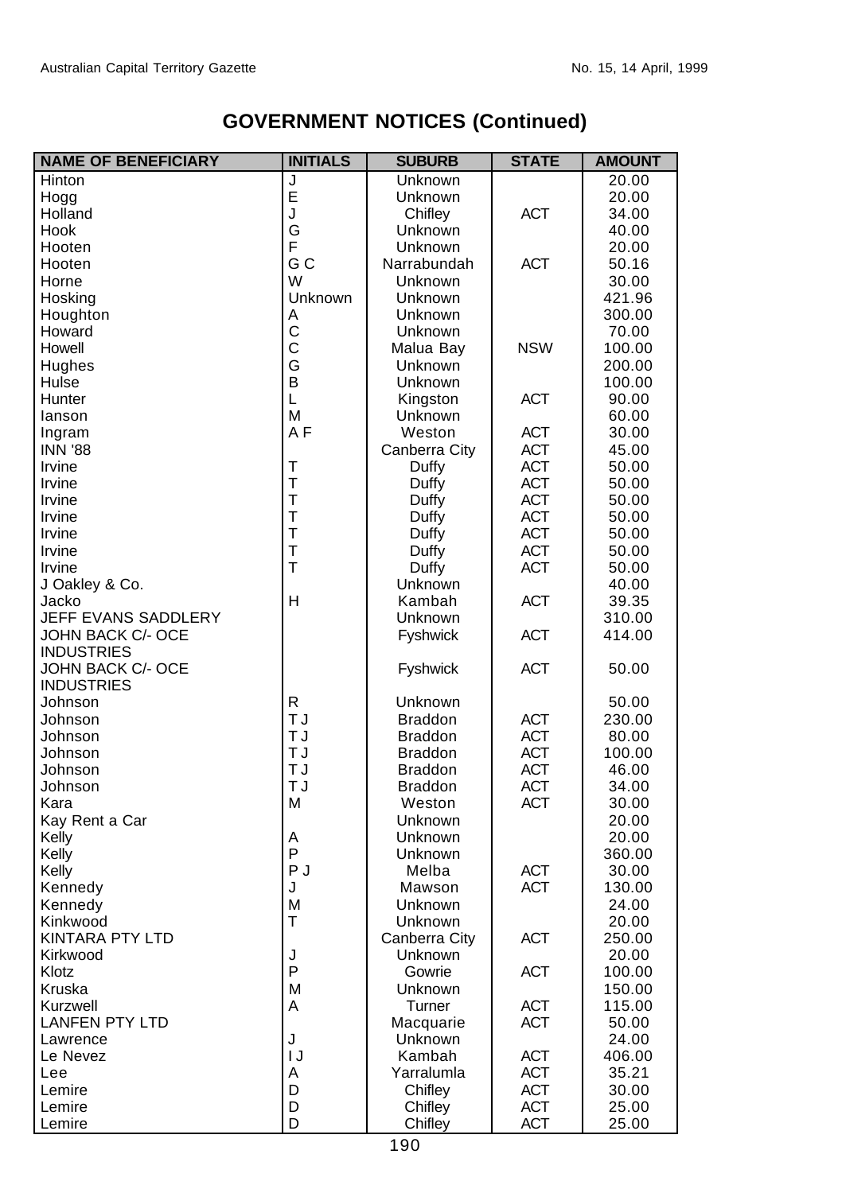## GOVERNMENT NOTICES (Continued)

| NAME OF BENEFICIARY | INITIALS | SUBURB | STATE | AMOUNT |
|---|---|---|---|---|
| Hinton | J | Unknown | | 20.00 |
| Hogg | E | Unknown | | 20.00 |
| Holland | J | Chifley | ACT | 34.00 |
| Hook | G | Unknown | | 40.00 |
| Hooten | F | Unknown | | 20.00 |
| Hooten | G C | Narrabundah | ACT | 50.16 |
| Horne | W | Unknown | | 30.00 |
| Hosking | Unknown | Unknown | | 421.96 |
| Houghton | A | Unknown | | 300.00 |
| Howard | C | Unknown | | 70.00 |
| Howell | C | Malua Bay | NSW | 100.00 |
| Hughes | G | Unknown | | 200.00 |
| Hulse | B | Unknown | | 100.00 |
| Hunter | L | Kingston | ACT | 90.00 |
| Ianson | M | Unknown | | 60.00 |
| Ingram | A F | Weston | ACT | 30.00 |
| INN '88 | | Canberra City | ACT | 45.00 |
| Irvine | T | Duffy | ACT | 50.00 |
| Irvine | T | Duffy | ACT | 50.00 |
| Irvine | T | Duffy | ACT | 50.00 |
| Irvine | T | Duffy | ACT | 50.00 |
| Irvine | T | Duffy | ACT | 50.00 |
| Irvine | T | Duffy | ACT | 50.00 |
| Irvine | T | Duffy | ACT | 50.00 |
| J Oakley & Co. | | Unknown | | 40.00 |
| Jacko | H | Kambah | ACT | 39.35 |
| JEFF EVANS SADDLERY | | Unknown | | 310.00 |
| JOHN BACK C/- OCE INDUSTRIES | | Fyshwick | ACT | 414.00 |
| JOHN BACK C/- OCE INDUSTRIES | | Fyshwick | ACT | 50.00 |
| Johnson | R | Unknown | | 50.00 |
| Johnson | T J | Braddon | ACT | 230.00 |
| Johnson | T J | Braddon | ACT | 80.00 |
| Johnson | T J | Braddon | ACT | 100.00 |
| Johnson | T J | Braddon | ACT | 46.00 |
| Johnson | T J | Braddon | ACT | 34.00 |
| Kara | M | Weston | ACT | 30.00 |
| Kay Rent a Car | | Unknown | | 20.00 |
| Kelly | A | Unknown | | 20.00 |
| Kelly | P | Unknown | | 360.00 |
| Kelly | P J | Melba | ACT | 30.00 |
| Kennedy | J | Mawson | ACT | 130.00 |
| Kennedy | M | Unknown | | 24.00 |
| Kinkwood | T | Unknown | | 20.00 |
| KINTARA PTY LTD | | Canberra City | ACT | 250.00 |
| Kirkwood | J | Unknown | | 20.00 |
| Klotz | P | Gowrie | ACT | 100.00 |
| Kruska | M | Unknown | | 150.00 |
| Kurzwell | A | Turner | ACT | 115.00 |
| LANFEN PTY LTD | | Macquarie | ACT | 50.00 |
| Lawrence | J | Unknown | | 24.00 |
| Le Nevez | I J | Kambah | ACT | 406.00 |
| Lee | A | Yarralumla | ACT | 35.21 |
| Lemire | D | Chifley | ACT | 30.00 |
| Lemire | D | Chifley | ACT | 25.00 |
| Lemire | D | Chifley | ACT | 25.00 |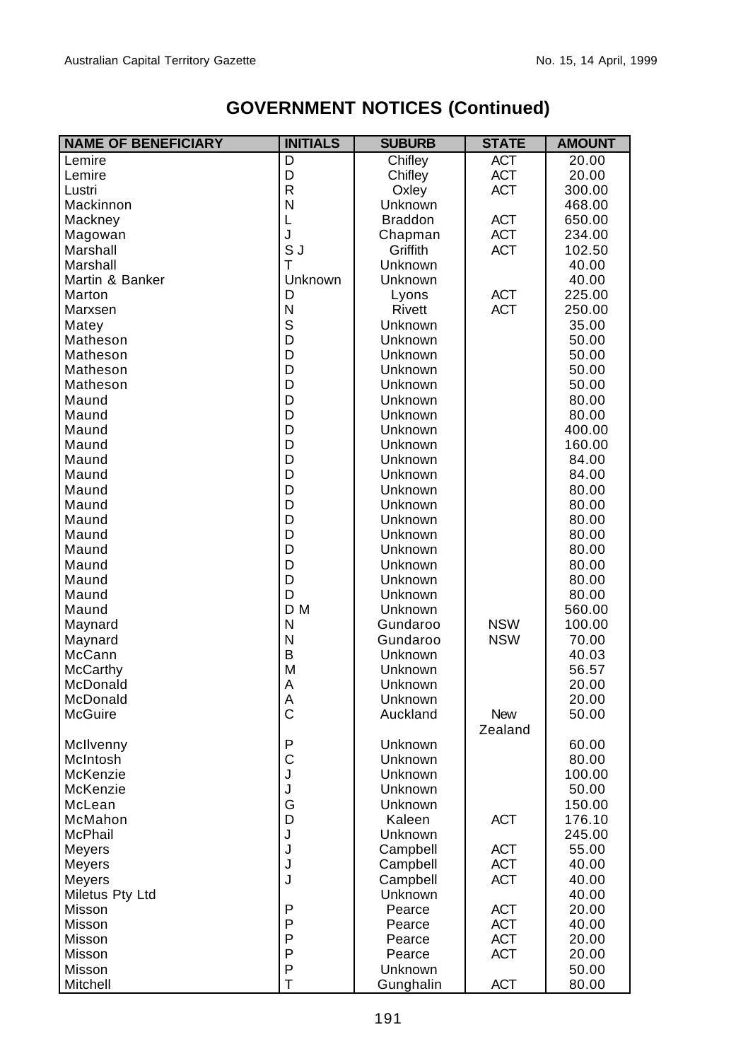## GOVERNMENT NOTICES (Continued)

| NAME OF BENEFICIARY | INITIALS | SUBURB | STATE | AMOUNT |
|---|---|---|---|---|
| Lemire | D | Chifley | ACT | 20.00 |
| Lemire | D | Chifley | ACT | 20.00 |
| Lustri | R | Oxley | ACT | 300.00 |
| Mackinnon | N | Unknown | | 468.00 |
| Mackney | L | Braddon | ACT | 650.00 |
| Magowan | J | Chapman | ACT | 234.00 |
| Marshall | S J | Griffith | ACT | 102.50 |
| Marshall | T | Unknown | | 40.00 |
| Martin & Banker | Unknown | Unknown | | 40.00 |
| Marton | D | Lyons | ACT | 225.00 |
| Marxsen | N | Rivett | ACT | 250.00 |
| Matey | S | Unknown | | 35.00 |
| Matheson | D | Unknown | | 50.00 |
| Matheson | D | Unknown | | 50.00 |
| Matheson | D | Unknown | | 50.00 |
| Matheson | D | Unknown | | 50.00 |
| Maund | D | Unknown | | 80.00 |
| Maund | D | Unknown | | 80.00 |
| Maund | D | Unknown | | 400.00 |
| Maund | D | Unknown | | 160.00 |
| Maund | D | Unknown | | 84.00 |
| Maund | D | Unknown | | 84.00 |
| Maund | D | Unknown | | 80.00 |
| Maund | D | Unknown | | 80.00 |
| Maund | D | Unknown | | 80.00 |
| Maund | D | Unknown | | 80.00 |
| Maund | D | Unknown | | 80.00 |
| Maund | D | Unknown | | 80.00 |
| Maund | D | Unknown | | 80.00 |
| Maund | D | Unknown | | 80.00 |
| Maund | D M | Unknown | | 560.00 |
| Maynard | N | Gundaroo | NSW | 100.00 |
| Maynard | N | Gundaroo | NSW | 70.00 |
| McCann | B | Unknown | | 40.03 |
| McCarthy | M | Unknown | | 56.57 |
| McDonald | A | Unknown | | 20.00 |
| McDonald | A | Unknown | | 20.00 |
| McGuire | C | Auckland | New Zealand | 50.00 |
| McIlvenny | P | Unknown | | 60.00 |
| McIntosh | C | Unknown | | 80.00 |
| McKenzie | J | Unknown | | 100.00 |
| McKenzie | J | Unknown | | 50.00 |
| McLean | G | Unknown | | 150.00 |
| McMahon | D | Kaleen | ACT | 176.10 |
| McPhail | J | Unknown | | 245.00 |
| Meyers | J | Campbell | ACT | 55.00 |
| Meyers | J | Campbell | ACT | 40.00 |
| Meyers | J | Campbell | ACT | 40.00 |
| Miletus Pty Ltd | | Unknown | | 40.00 |
| Misson | P | Pearce | ACT | 20.00 |
| Misson | P | Pearce | ACT | 40.00 |
| Misson | P | Pearce | ACT | 20.00 |
| Misson | P | Pearce | ACT | 20.00 |
| Misson | P | Unknown | | 50.00 |
| Mitchell | T | Gunghalin | ACT | 80.00 |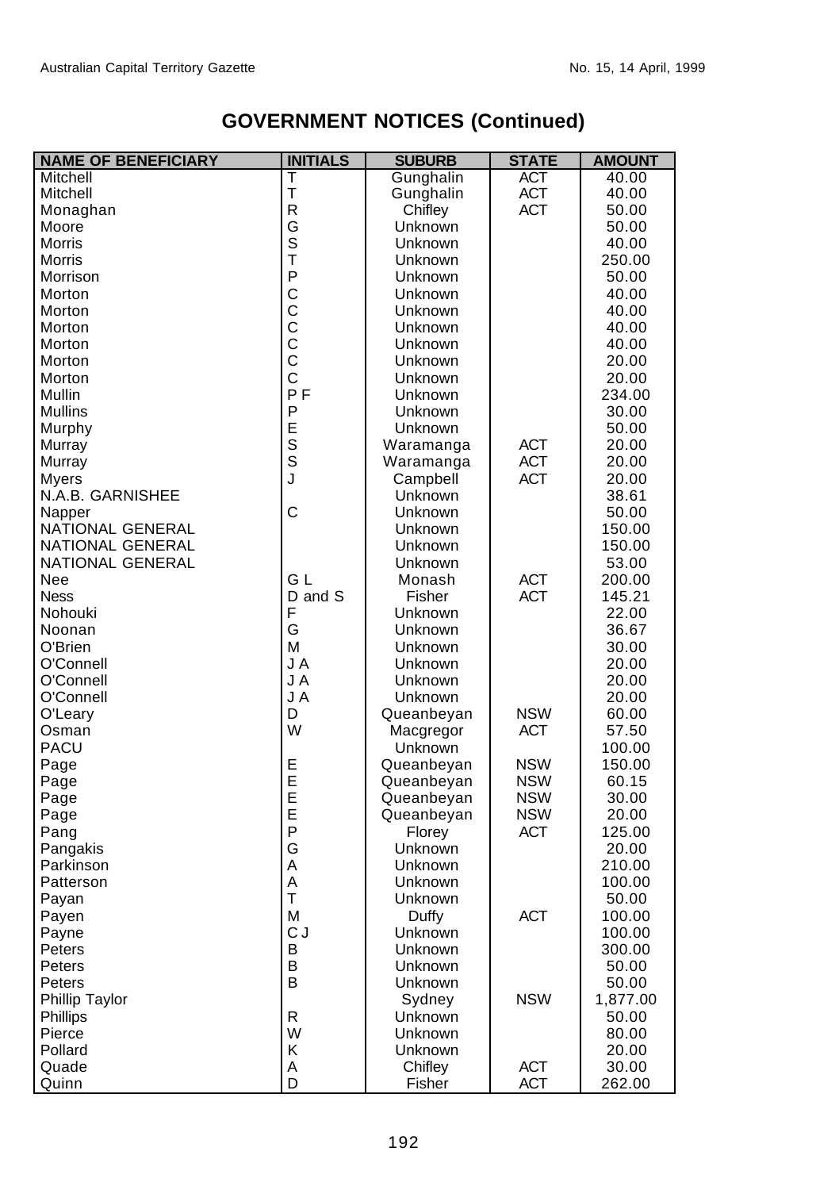## GOVERNMENT NOTICES (Continued)

| NAME OF BENEFICIARY | INITIALS | SUBURB | STATE | AMOUNT |
|---|---|---|---|---|
| Mitchell | T | Gunghalin | ACT | 40.00 |
| Mitchell | T | Gunghalin | ACT | 40.00 |
| Monaghan | R | Chifley | ACT | 50.00 |
| Moore | G | Unknown | | 50.00 |
| Morris | S | Unknown | | 40.00 |
| Morris | T | Unknown | | 250.00 |
| Morrison | P | Unknown | | 50.00 |
| Morton | C | Unknown | | 40.00 |
| Morton | C | Unknown | | 40.00 |
| Morton | C | Unknown | | 40.00 |
| Morton | C | Unknown | | 40.00 |
| Morton | C | Unknown | | 20.00 |
| Morton | C | Unknown | | 20.00 |
| Mullin | P F | Unknown | | 234.00 |
| Mullins | P | Unknown | | 30.00 |
| Murphy | E | Unknown | | 50.00 |
| Murray | S | Waramanga | ACT | 20.00 |
| Murray | S | Waramanga | ACT | 20.00 |
| Myers | J | Campbell | ACT | 20.00 |
| N.A.B. GARNISHEE | | Unknown | | 38.61 |
| Napper | C | Unknown | | 50.00 |
| NATIONAL GENERAL | | Unknown | | 150.00 |
| NATIONAL GENERAL | | Unknown | | 150.00 |
| NATIONAL GENERAL | | Unknown | | 53.00 |
| Nee | G L | Monash | ACT | 200.00 |
| Ness | D and S | Fisher | ACT | 145.21 |
| Nohouki | F | Unknown | | 22.00 |
| Noonan | G | Unknown | | 36.67 |
| O'Brien | M | Unknown | | 30.00 |
| O'Connell | J A | Unknown | | 20.00 |
| O'Connell | J A | Unknown | | 20.00 |
| O'Connell | J A | Unknown | | 20.00 |
| O'Leary | D | Queanbeyan | NSW | 60.00 |
| Osman | W | Macgregor | ACT | 57.50 |
| PACU | | Unknown | | 100.00 |
| Page | E | Queanbeyan | NSW | 150.00 |
| Page | E | Queanbeyan | NSW | 60.15 |
| Page | E | Queanbeyan | NSW | 30.00 |
| Page | E | Queanbeyan | NSW | 20.00 |
| Pang | P | Florey | ACT | 125.00 |
| Pangakis | G | Unknown | | 20.00 |
| Parkinson | A | Unknown | | 210.00 |
| Patterson | A | Unknown | | 100.00 |
| Payan | T | Unknown | | 50.00 |
| Payen | M | Duffy | ACT | 100.00 |
| Payne | C J | Unknown | | 100.00 |
| Peters | B | Unknown | | 300.00 |
| Peters | B | Unknown | | 50.00 |
| Peters | B | Unknown | | 50.00 |
| Phillip Taylor | | Sydney | NSW | 1,877.00 |
| Phillips | R | Unknown | | 50.00 |
| Pierce | W | Unknown | | 80.00 |
| Pollard | K | Unknown | | 20.00 |
| Quade | A | Chifley | ACT | 30.00 |
| Quinn | D | Fisher | ACT | 262.00 |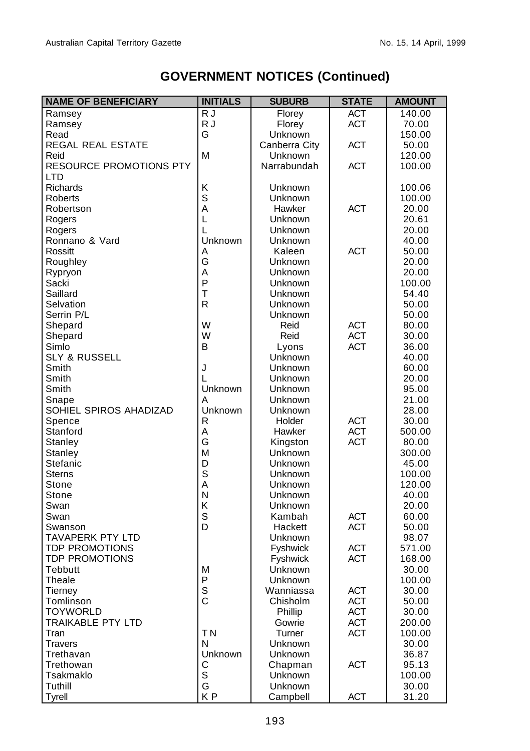# GOVERNMENT NOTICES (Continued)

| NAME OF BENEFICIARY | INITIALS | SUBURB | STATE | AMOUNT |
|---|---|---|---|---|
| Ramsey | R J | Florey | ACT | 140.00 |
| Ramsey | R J | Florey | ACT | 70.00 |
| Read | G | Unknown | | 150.00 |
| REGAL REAL ESTATE | | Canberra City | ACT | 50.00 |
| Reid | M | Unknown | | 120.00 |
| RESOURCE PROMOTIONS PTY LTD | | Narrabundah | ACT | 100.00 |
| Richards | K | Unknown | | 100.06 |
| Roberts | S | Unknown | | 100.00 |
| Robertson | A | Hawker | ACT | 20.00 |
| Rogers | L | Unknown | | 20.61 |
| Rogers | L | Unknown | | 20.00 |
| Ronnano & Vard | Unknown | Unknown | | 40.00 |
| Rossitt | A | Kaleen | ACT | 50.00 |
| Roughley | G | Unknown | | 20.00 |
| Rypryon | A | Unknown | | 20.00 |
| Sacki | P | Unknown | | 100.00 |
| Saillard | T | Unknown | | 54.40 |
| Selvation | R | Unknown | | 50.00 |
| Serrin P/L | | Unknown | | 50.00 |
| Shepard | W | Reid | ACT | 80.00 |
| Shepard | W | Reid | ACT | 30.00 |
| Simlo | B | Lyons | ACT | 36.00 |
| SLY & RUSSELL | | Unknown | | 40.00 |
| Smith | J | Unknown | | 60.00 |
| Smith | L | Unknown | | 20.00 |
| Smith | Unknown | Unknown | | 95.00 |
| Snape | A | Unknown | | 21.00 |
| SOHIEL SPIROS AHADIZAD | Unknown | Unknown | | 28.00 |
| Spence | R | Holder | ACT | 30.00 |
| Stanford | A | Hawker | ACT | 500.00 |
| Stanley | G | Kingston | ACT | 80.00 |
| Stanley | M | Unknown | | 300.00 |
| Stefanic | D | Unknown | | 45.00 |
| Sterns | S | Unknown | | 100.00 |
| Stone | A | Unknown | | 120.00 |
| Stone | N | Unknown | | 40.00 |
| Swan | K | Unknown | | 20.00 |
| Swan | S | Kambah | ACT | 60.00 |
| Swanson | D | Hackett | ACT | 50.00 |
| TAVAPERK PTY LTD | | Unknown | | 98.07 |
| TDP PROMOTIONS | | Fyshwick | ACT | 571.00 |
| TDP PROMOTIONS | | Fyshwick | ACT | 168.00 |
| Tebbutt | M | Unknown | | 30.00 |
| Theale | P | Unknown | | 100.00 |
| Tierney | S | Wanniassa | ACT | 30.00 |
| Tomlinson | C | Chisholm | ACT | 50.00 |
| TOYWORLD | | Phillip | ACT | 30.00 |
| TRAIKABLE PTY LTD | | Gowrie | ACT | 200.00 |
| Tran | T N | Turner | ACT | 100.00 |
| Travers | N | Unknown | | 30.00 |
| Trethavan | Unknown | Unknown | | 36.87 |
| Trethowan | C | Chapman | ACT | 95.13 |
| Tsakmaklo | S | Unknown | | 100.00 |
| Tuthill | G | Unknown | | 30.00 |
| Tyrell | K P | Campbell | ACT | 31.20 |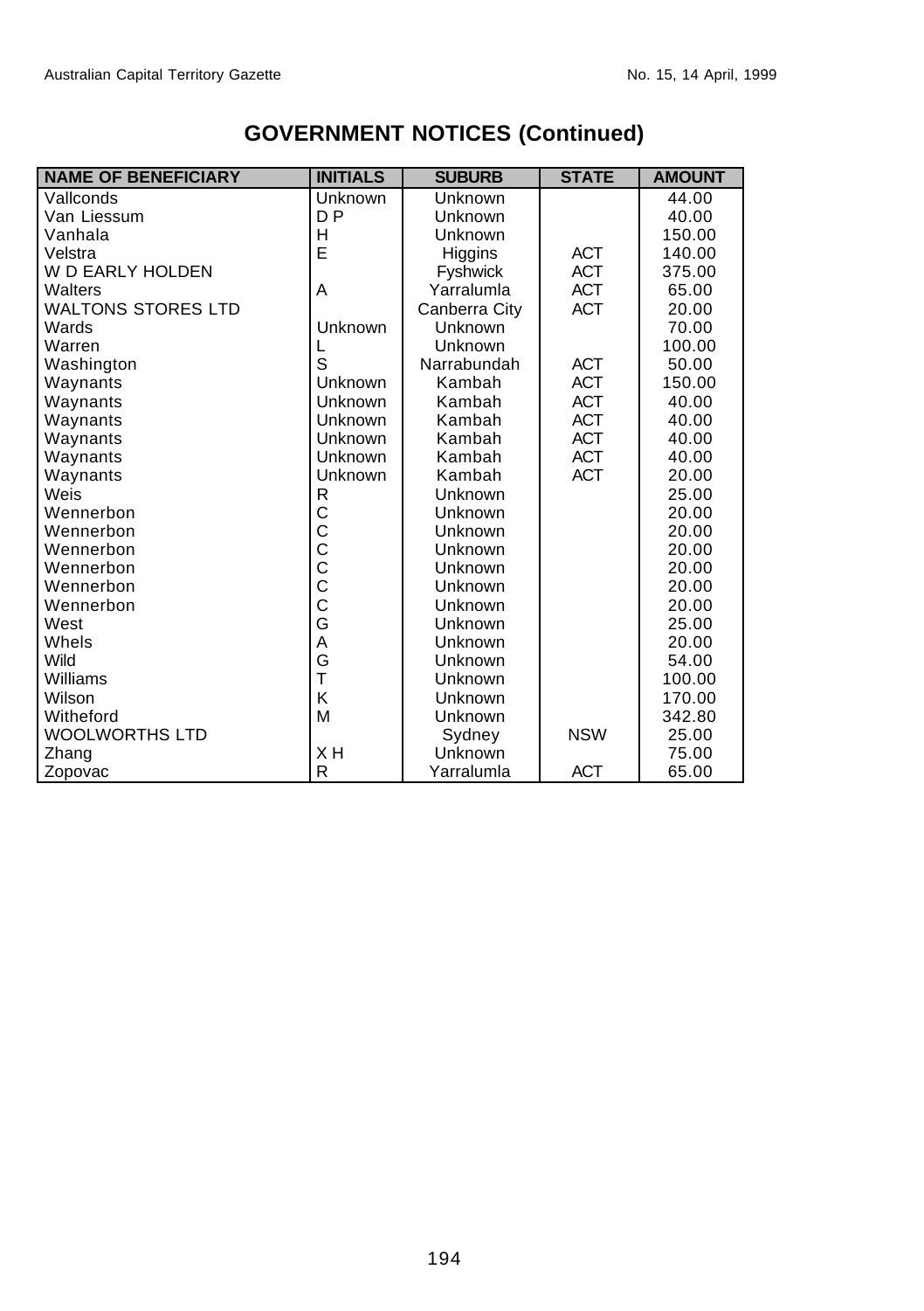## GOVERNMENT NOTICES (Continued)

| NAME OF BENEFICIARY | INITIALS | SUBURB | STATE | AMOUNT |
|---|---|---|---|---|
| Vallconds | Unknown | Unknown | | 44.00 |
| Van Liessum | D P | Unknown | | 40.00 |
| Vanhala | H | Unknown | | 150.00 |
| Velstra | E | Higgins | ACT | 140.00 |
| W D EARLY HOLDEN | | Fyshwick | ACT | 375.00 |
| Walters | A | Yarralumla | ACT | 65.00 |
| WALTONS STORES LTD | | Canberra City | ACT | 20.00 |
| Wards | Unknown | Unknown | | 70.00 |
| Warren | L | Unknown | | 100.00 |
| Washington | S | Narrabundah | ACT | 50.00 |
| Waynants | Unknown | Kambah | ACT | 150.00 |
| Waynants | Unknown | Kambah | ACT | 40.00 |
| Waynants | Unknown | Kambah | ACT | 40.00 |
| Waynants | Unknown | Kambah | ACT | 40.00 |
| Waynants | Unknown | Kambah | ACT | 40.00 |
| Waynants | Unknown | Kambah | ACT | 20.00 |
| Weis | R | Unknown | | 25.00 |
| Wennerbon | C | Unknown | | 20.00 |
| Wennerbon | C | Unknown | | 20.00 |
| Wennerbon | C | Unknown | | 20.00 |
| Wennerbon | C | Unknown | | 20.00 |
| Wennerbon | C | Unknown | | 20.00 |
| Wennerbon | C | Unknown | | 20.00 |
| West | G | Unknown | | 25.00 |
| Whels | A | Unknown | | 20.00 |
| Wild | G | Unknown | | 54.00 |
| Williams | T | Unknown | | 100.00 |
| Wilson | K | Unknown | | 170.00 |
| Witheford | M | Unknown | | 342.80 |
| WOOLWORTHS LTD | | Sydney | NSW | 25.00 |
| Zhang | X H | Unknown | | 75.00 |
| Zopovac | R | Yarralumla | ACT | 65.00 |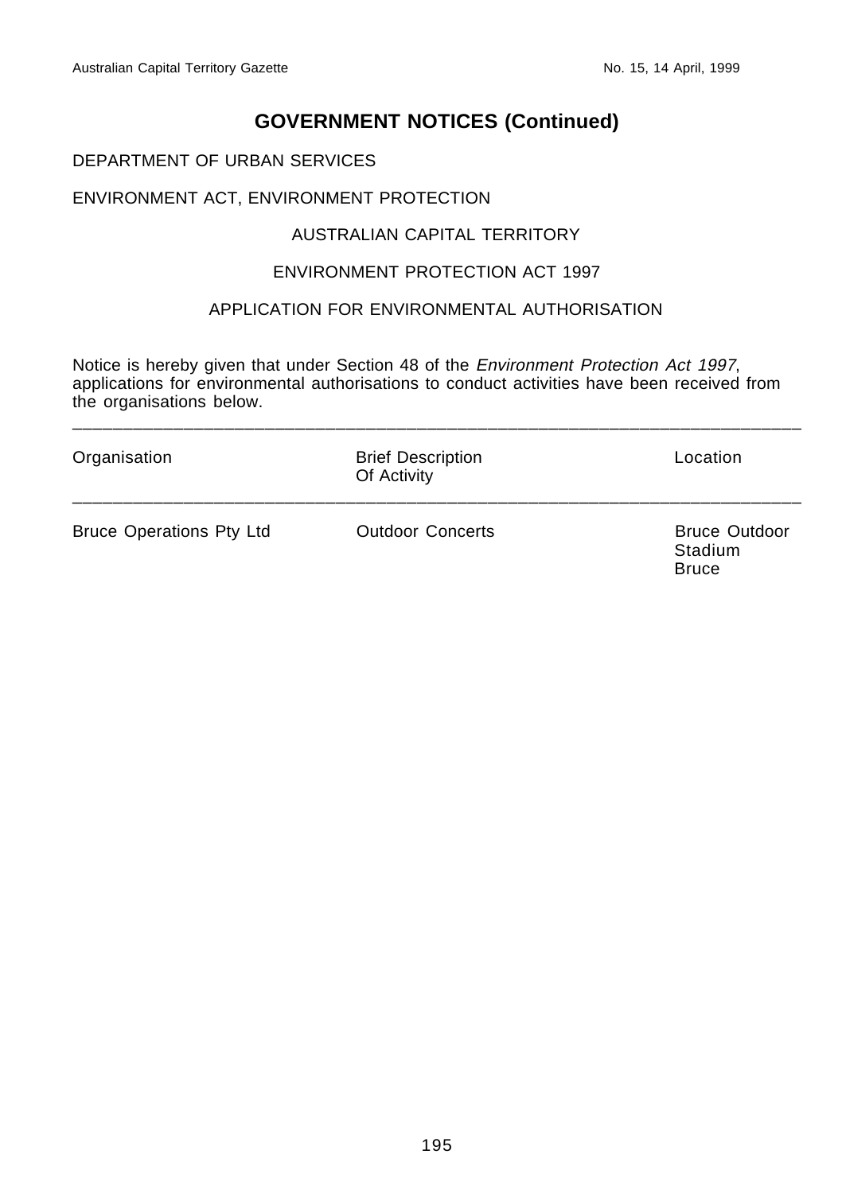# GOVERNMENT NOTICES (Continued)

DEPARTMENT OF URBAN SERVICES

ENVIRONMENT ACT, ENVIRONMENT PROTECTION

AUSTRALIAN CAPITAL TERRITORY

ENVIRONMENT PROTECTION ACT 1997

APPLICATION FOR ENVIRONMENTAL AUTHORISATION

Notice is hereby given that under Section 48 of the *Environment Protection Act 1997*, applications for environmental authorisations to conduct activities have been received from the organisations below.

| Organisation | Brief Description Of Activity | Location |
|---|---|---|
| Bruce Operations Pty Ltd | Outdoor Concerts | Bruce Outdoor Stadium Bruce |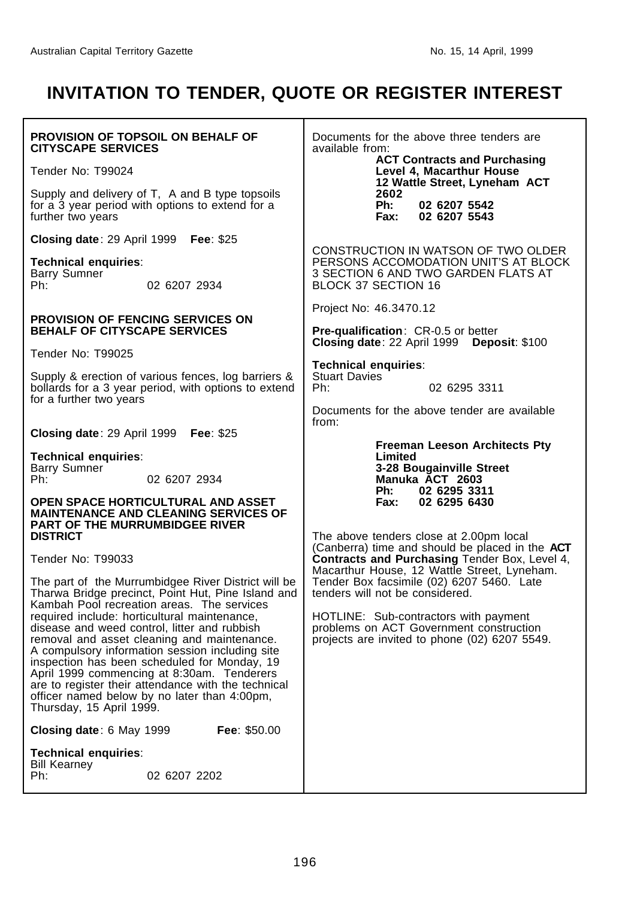# INVITATION TO TENDER, QUOTE OR REGISTER INTEREST

**PROVISION OF TOPSOIL ON BEHALF OF CITYSCAPE SERVICES**

Tender No: T99024

Supply and delivery of T, A and B type topsoils for a 3 year period with options to extend for a further two years

**Closing date**: 29 April 1999 **Fee**: $25

**Technical enquiries**:
Barry Sumner
Ph: 02 6207 2934

**PROVISION OF FENCING SERVICES ON BEHALF OF CITYSCAPE SERVICES**

Tender No: T99025

Supply & erection of various fences, log barriers & bollards for a 3 year period, with options to extend for a further two years

**Closing date**: 29 April 1999 **Fee**: $25

**Technical enquiries**:
Barry Sumner
Ph: 02 6207 2934

**OPEN SPACE HORTICULTURAL AND ASSET MAINTENANCE AND CLEANING SERVICES OF PART OF THE MURRUMBIDGEE RIVER DISTRICT**

Tender No: T99033

The part of the Murrumbidgee River District will be Tharwa Bridge precinct, Point Hut, Pine Island and Kambah Pool recreation areas. The services required include: horticultural maintenance, disease and weed control, litter and rubbish removal and asset cleaning and maintenance. A compulsory information session including site inspection has been scheduled for Monday, 19 April 1999 commencing at 8:30am. Tenderers are to register their attendance with the technical officer named below by no later than 4:00pm, Thursday, 15 April 1999.

**Closing date**: 6 May 1999 **Fee**: $50.00

**Technical enquiries**:
Bill Kearney
Ph: 02 6207 2202

Documents for the above three tenders are available from:

**ACT Contracts and Purchasing**
**Level 4, Macarthur House**
**12 Wattle Street, Lyneham ACT 2602**
**Ph: 02 6207 5542**
**Fax: 02 6207 5543**

CONSTRUCTION IN WATSON OF TWO OLDER PERSONS ACCOMODATION UNIT'S AT BLOCK 3 SECTION 6 AND TWO GARDEN FLATS AT BLOCK 37 SECTION 16

Project No: 46.3470.12

**Pre-qualification**: CR-0.5 or better
**Closing date**: 22 April 1999 **Deposit**: $100

**Technical enquiries**:
Stuart Davies
Ph: 02 6295 3311

Documents for the above tender are available from:

**Freeman Leeson Architects Pty Limited**
**3-28 Bougainville Street**
**Manuka ACT 2603**
**Ph: 02 6295 3311**
**Fax: 02 6295 6430**

The above tenders close at 2.00pm local (Canberra) time and should be placed in the **ACT Contracts and Purchasing** Tender Box, Level 4, Macarthur House, 12 Wattle Street, Lyneham. Tender Box facsimile (02) 6207 5460. Late tenders will not be considered.

HOTLINE: Sub-contractors with payment problems on ACT Government construction projects are invited to phone (02) 6207 5549.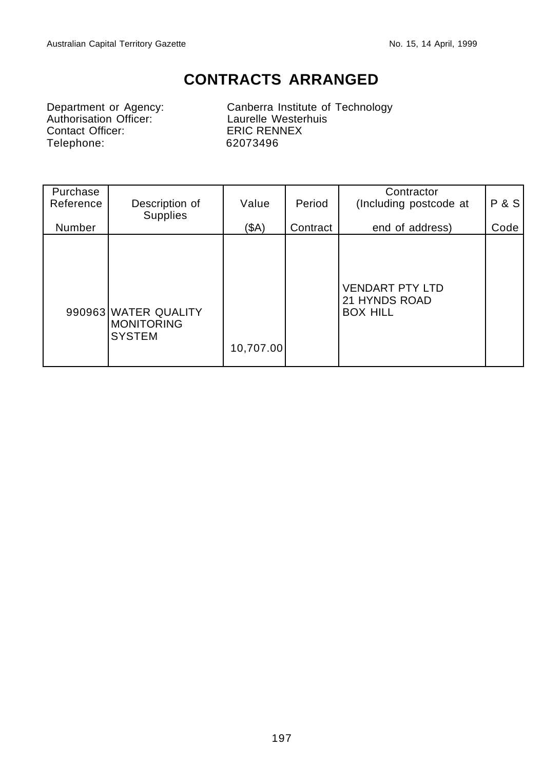# CONTRACTS ARRANGED

Department or Agency: Canberra Institute of Technology
Authorisation Officer: Laurelle Westerhuis
Contact Officer: ERIC RENNEX
Telephone: 62073496

| Purchase Reference Number | Description of Supplies | Value ($A) | Period Contract | Contractor (Including postcode at end of address) | P & S Code |
|---|---|---|---|---|---|
| 990963 | WATER QUALITY MONITORING SYSTEM | 10,707.00 | | VENDART PTY LTD 21 HYNDS ROAD BOX HILL | |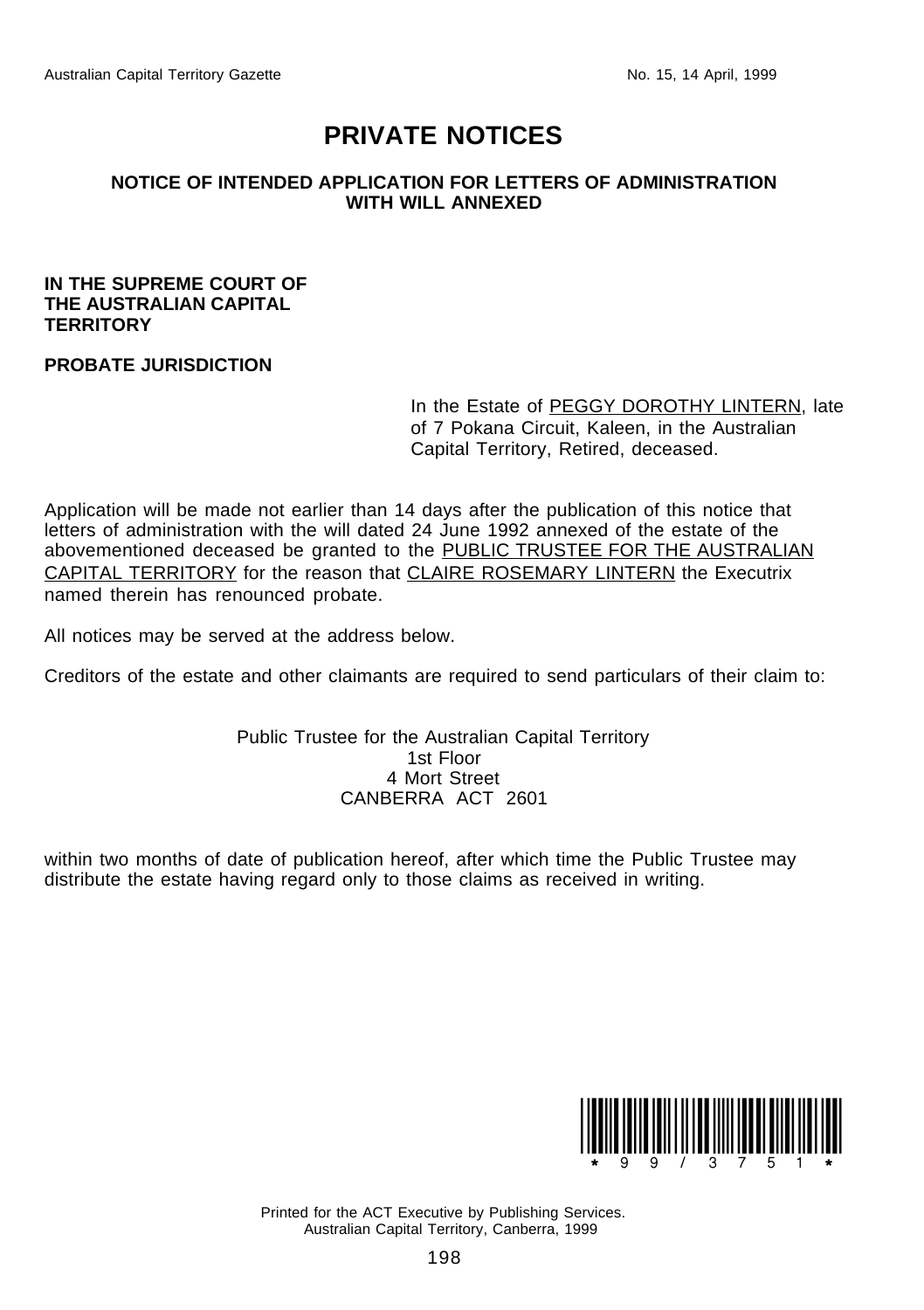# PRIVATE NOTICES

**NOTICE OF INTENDED APPLICATION FOR LETTERS OF ADMINISTRATION WITH WILL ANNEXED**

**IN THE SUPREME COURT OF THE AUSTRALIAN CAPITAL TERRITORY**

**PROBATE JURISDICTION**

In the Estate of PEGGY DOROTHY LINTERN, late of 7 Pokana Circuit, Kaleen, in the Australian Capital Territory, Retired, deceased.

Application will be made not earlier than 14 days after the publication of this notice that letters of administration with the will dated 24 June 1992 annexed of the estate of the abovementioned deceased be granted to the PUBLIC TRUSTEE FOR THE AUSTRALIAN CAPITAL TERRITORY for the reason that CLAIRE ROSEMARY LINTERN the Executrix named therein has renounced probate.

All notices may be served at the address below.

Creditors of the estate and other claimants are required to send particulars of their claim to:

Public Trustee for the Australian Capital Territory
1st Floor
4 Mort Street
CANBERRA ACT 2601

within two months of date of publication hereof, after which time the Public Trustee may distribute the estate having regard only to those claims as received in writing.

*99/3751*

Printed for the ACT Executive by Publishing Services.
Australian Capital Territory, Canberra, 1999